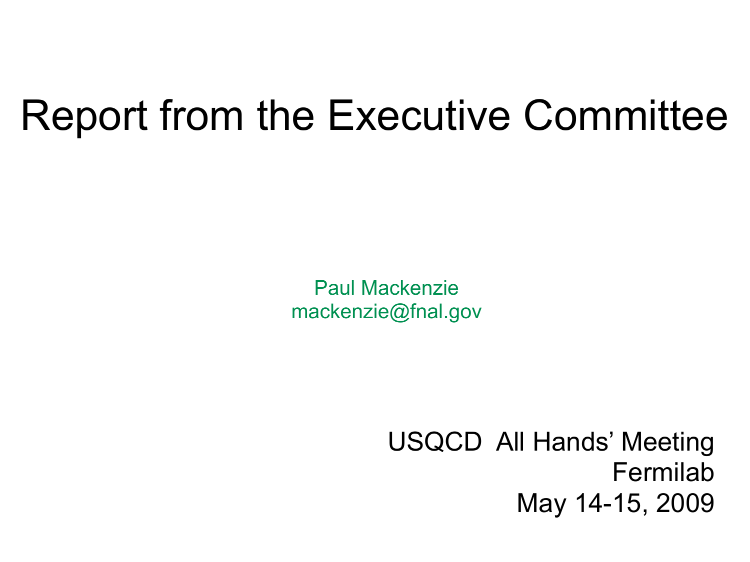# Report from the Executive Committee

Paul Mackenzie
mackenzie@fnal.gov

USQCD All Hands' Meeting
Fermilab
May 14-15, 2009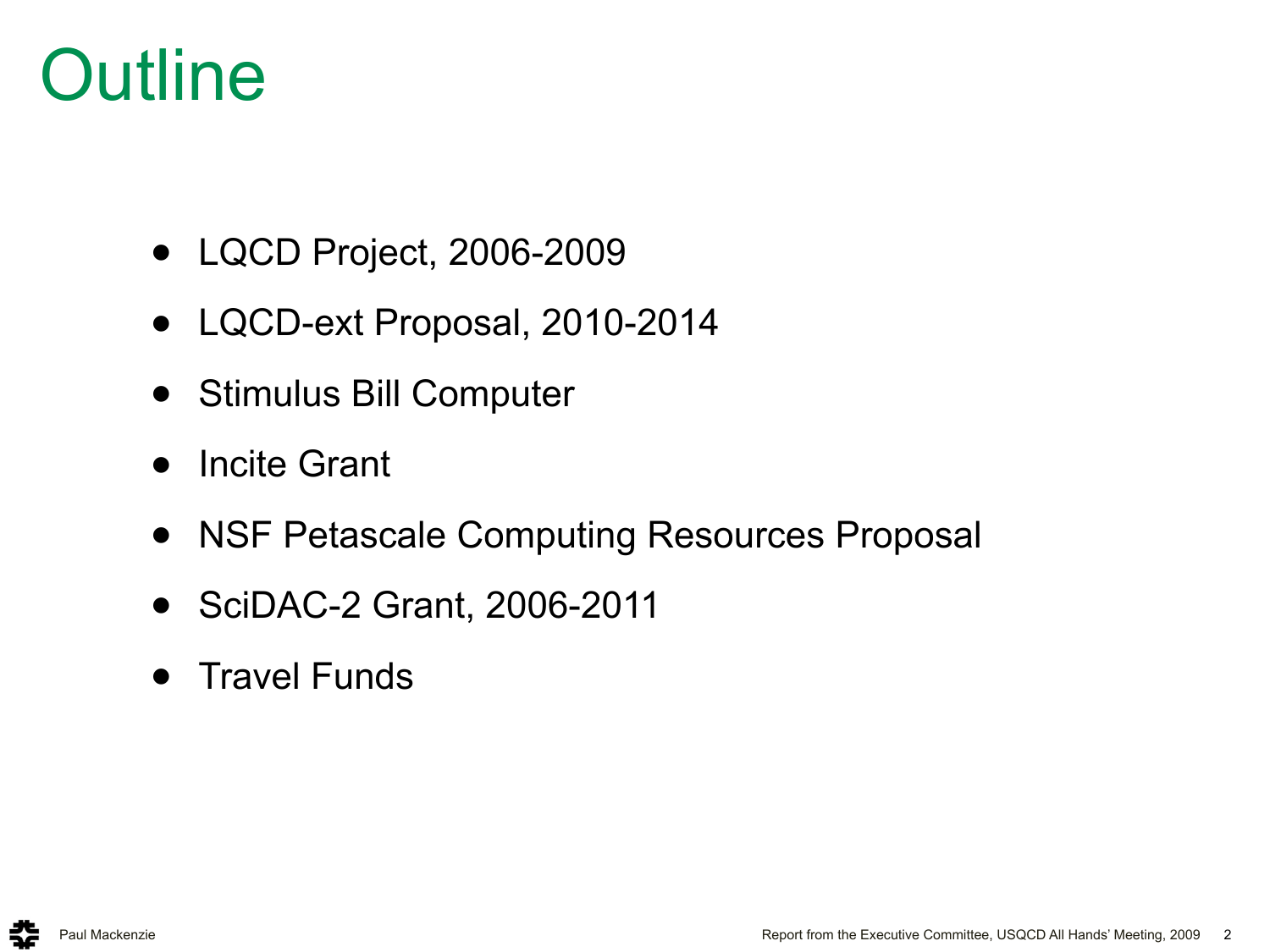# Outline

- LQCD Project, 2006-2009
- LQCD-ext Proposal, 2010-2014
- Stimulus Bill Computer
- Incite Grant
- NSF Petascale Computing Resources Proposal
- SciDAC-2 Grant, 2006-2011
- Travel Funds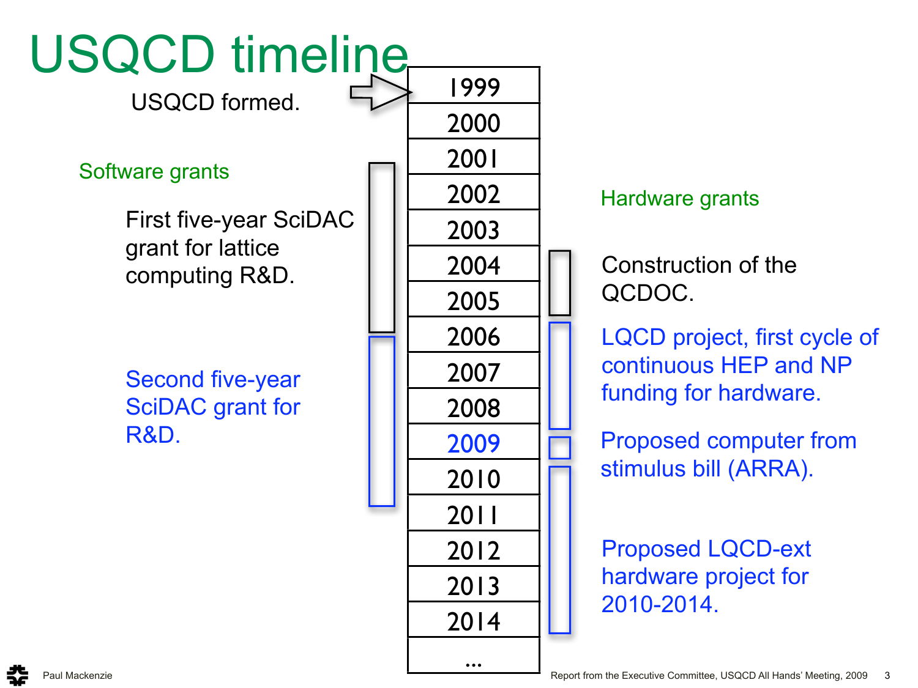# USQCD timeline

USQCD formed. → 1999

| Software grants | Year | Hardware grants |
|---|---|---|
| USQCD formed. | 1999 | |
| | 2000 | |
| First five-year SciDAC grant for lattice computing R&D. | 2001 | |
| | 2002 | |
| | 2003 | |
| | 2004 | Construction of the QCDOC. |
| | 2005 | |
| Second five-year SciDAC grant for R&D. | 2006 | LQCD project, first cycle of continuous HEP and NP funding for hardware. |
| | 2007 | |
| | 2008 | |
| | 2009 | Proposed computer from stimulus bill (ARRA). |
| | 2010 | Proposed LQCD-ext hardware project for 2010-2014. |
| | 2011 | |
| | 2012 | |
| | 2013 | |
| | 2014 | |
| | ... | |

Paul Mackenzie

Report from the Executive Committee, USQCD All Hands' Meeting, 2009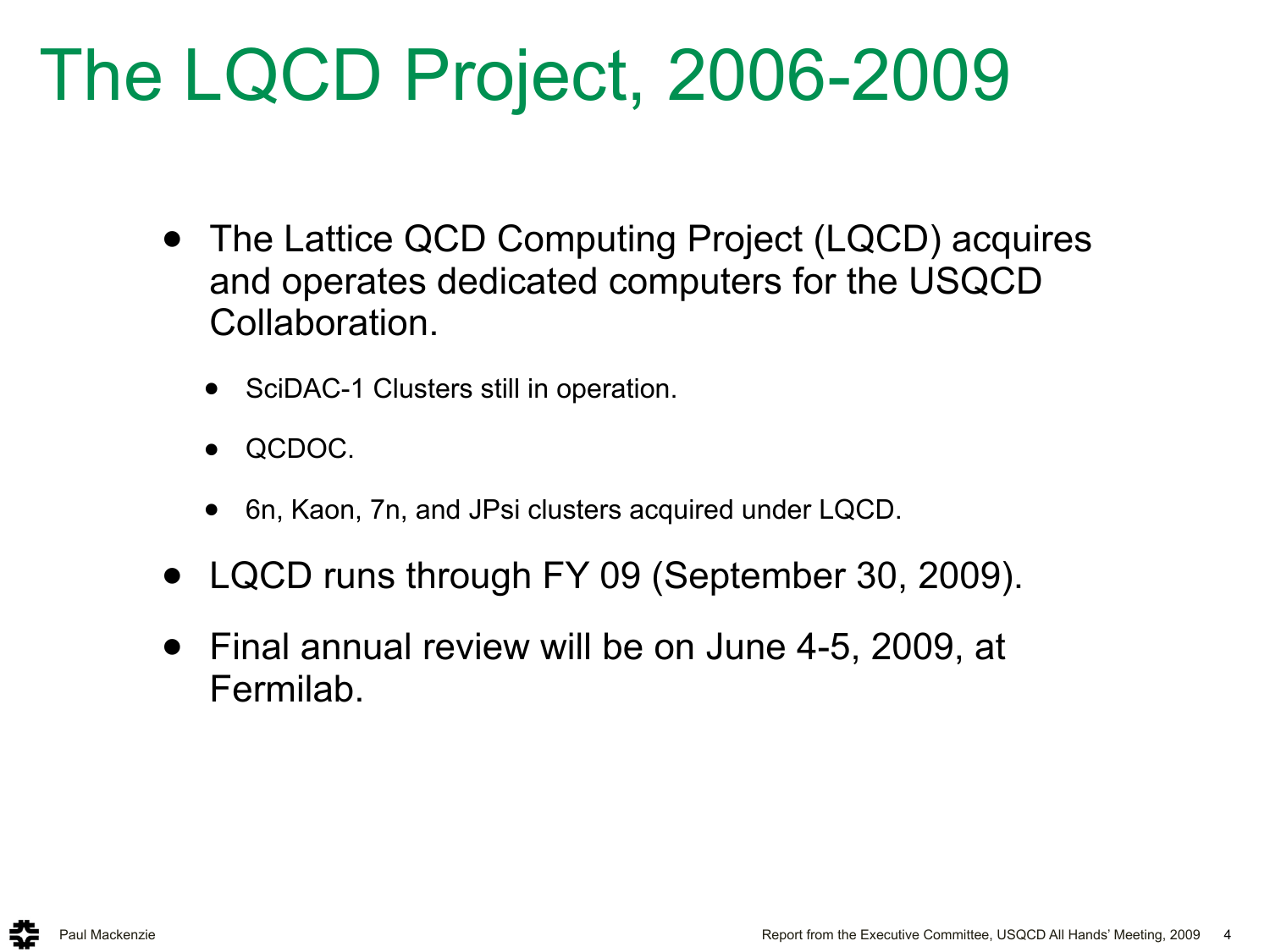# The LQCD Project, 2006-2009

- The Lattice QCD Computing Project (LQCD) acquires and operates dedicated computers for the USQCD Collaboration.
  - SciDAC-1 Clusters still in operation.
  - QCDOC.
  - 6n, Kaon, 7n, and JPsi clusters acquired under LQCD.
- LQCD runs through FY 09 (September 30, 2009).
- Final annual review will be on June 4-5, 2009, at Fermilab.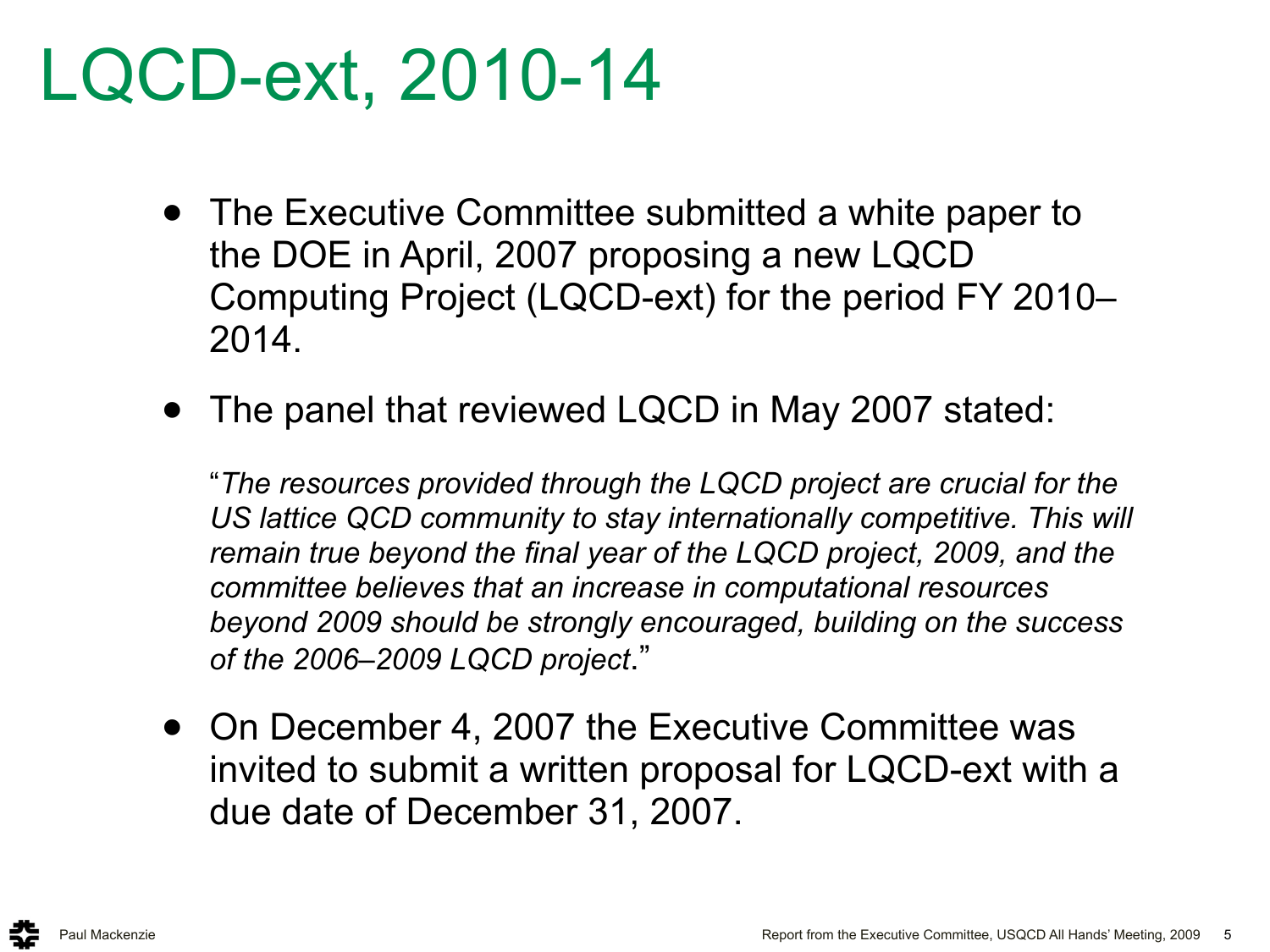# LQCD-ext, 2010-14

- The Executive Committee submitted a white paper to the DOE in April, 2007 proposing a new LQCD Computing Project (LQCD-ext) for the period FY 2010–2014.
- The panel that reviewed LQCD in May 2007 stated:

  "*The resources provided through the LQCD project are crucial for the US lattice QCD community to stay internationally competitive. This will remain true beyond the final year of the LQCD project, 2009, and the committee believes that an increase in computational resources beyond 2009 should be strongly encouraged, building on the success of the 2006–2009 LQCD project*."

- On December 4, 2007 the Executive Committee was invited to submit a written proposal for LQCD-ext with a due date of December 31, 2007.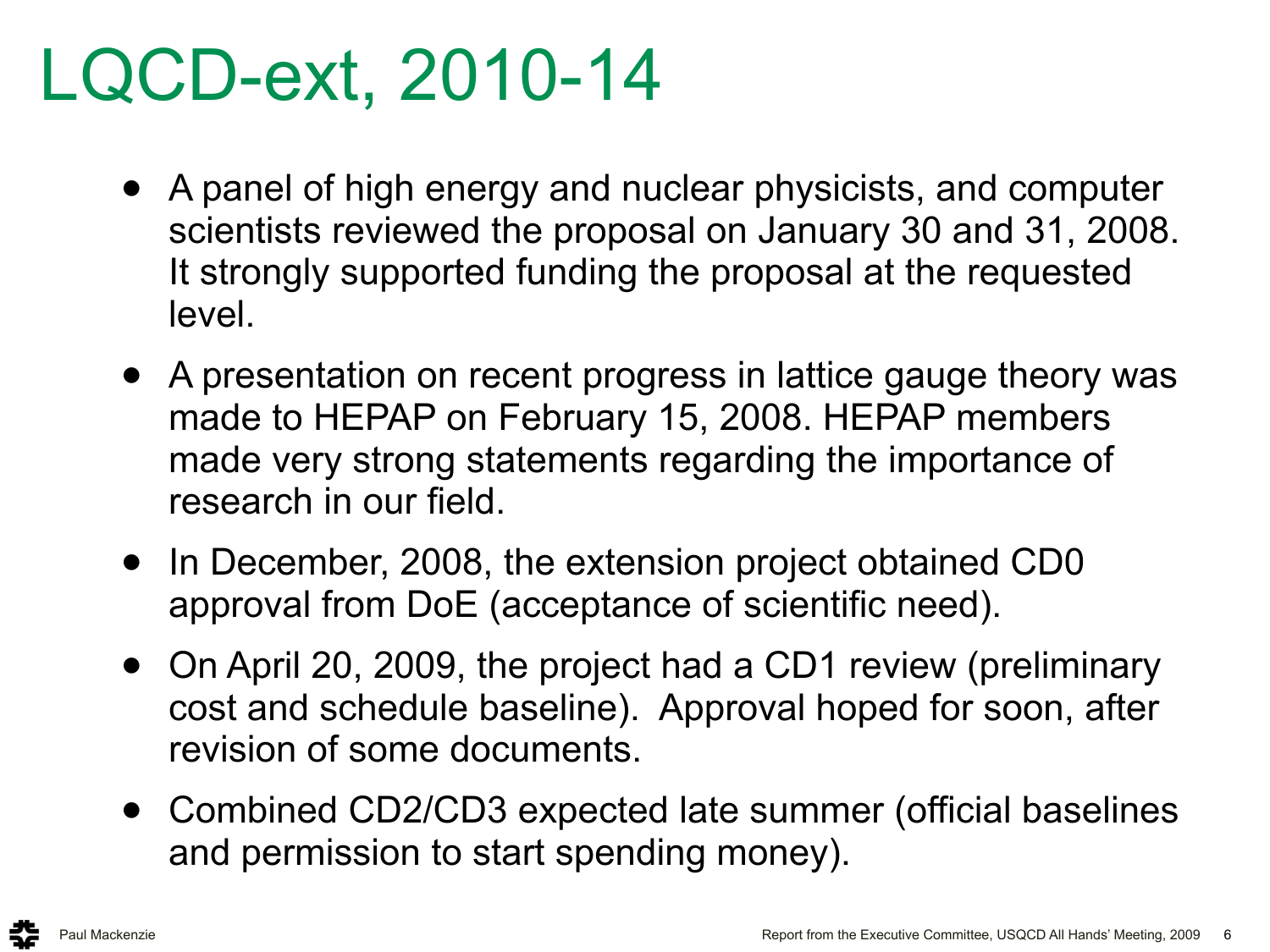# LQCD-ext, 2010-14

- A panel of high energy and nuclear physicists, and computer scientists reviewed the proposal on January 30 and 31, 2008. It strongly supported funding the proposal at the requested level.
- A presentation on recent progress in lattice gauge theory was made to HEPAP on February 15, 2008. HEPAP members made very strong statements regarding the importance of research in our field.
- In December, 2008, the extension project obtained CD0 approval from DoE (acceptance of scientific need).
- On April 20, 2009, the project had a CD1 review (preliminary cost and schedule baseline). Approval hoped for soon, after revision of some documents.
- Combined CD2/CD3 expected late summer (official baselines and permission to start spending money).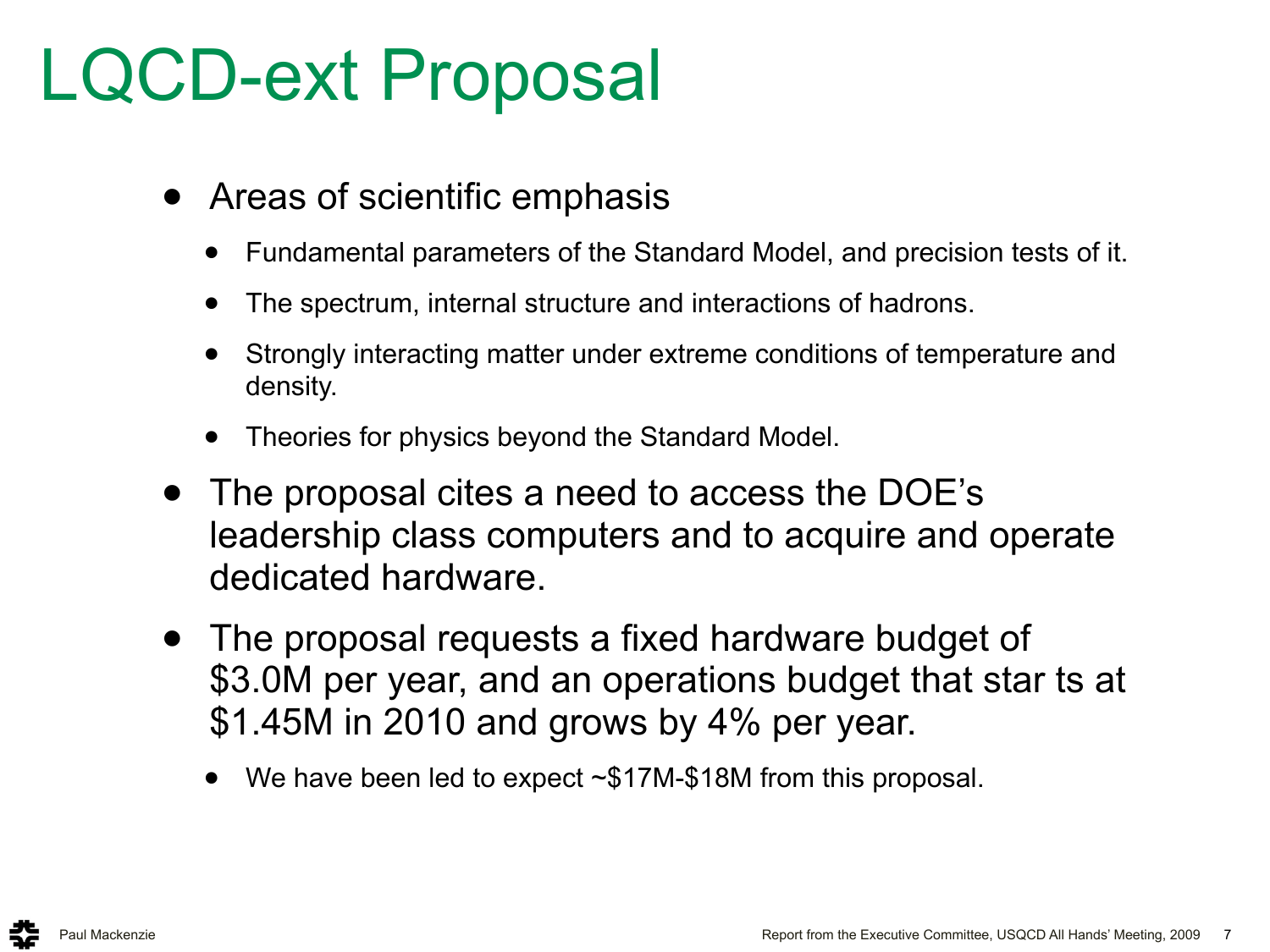# LQCD-ext Proposal

- Areas of scientific emphasis
  - Fundamental parameters of the Standard Model, and precision tests of it.
  - The spectrum, internal structure and interactions of hadrons.
  - Strongly interacting matter under extreme conditions of temperature and density.
  - Theories for physics beyond the Standard Model.
- The proposal cites a need to access the DOE's leadership class computers and to acquire and operate dedicated hardware.
- The proposal requests a fixed hardware budget of \$3.0M per year, and an operations budget that star ts at \$1.45M in 2010 and grows by 4% per year.
  - We have been led to expect ~\$17M-\$18M from this proposal.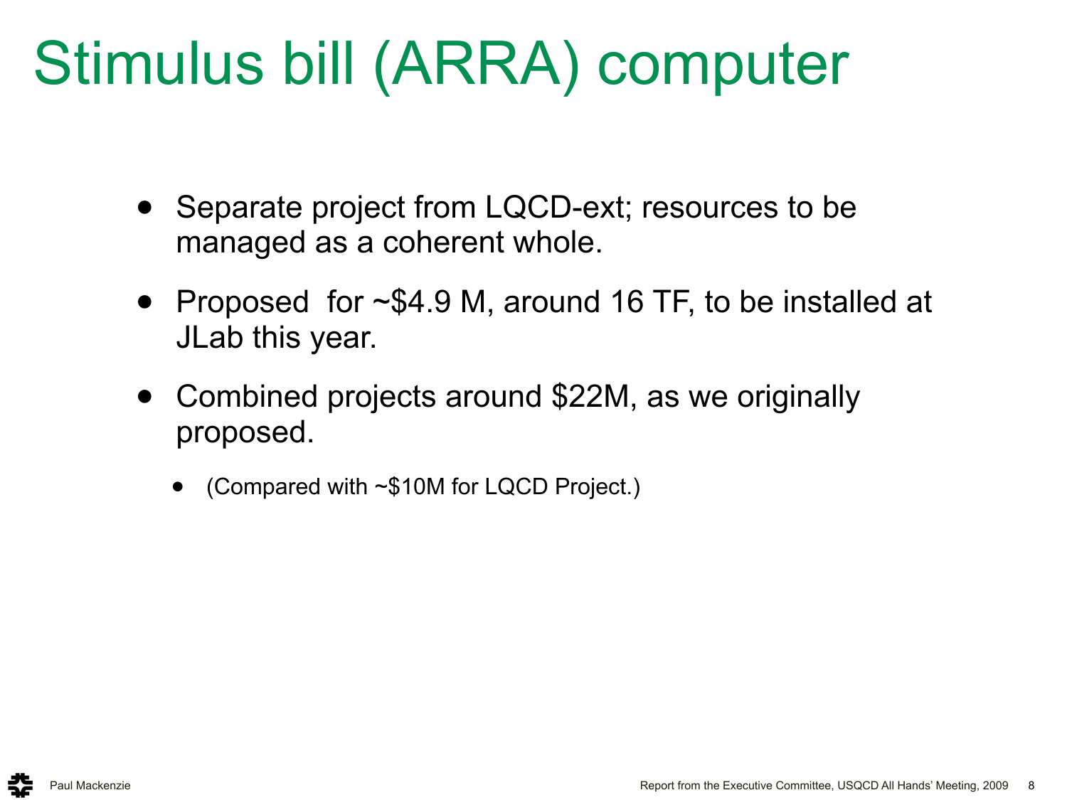# Stimulus bill (ARRA) computer

- Separate project from LQCD-ext; resources to be managed as a coherent whole.
- Proposed for ~$4.9 M, around 16 TF, to be installed at JLab this year.
- Combined projects around $22M, as we originally proposed.
  - (Compared with ~$10M for LQCD Project.)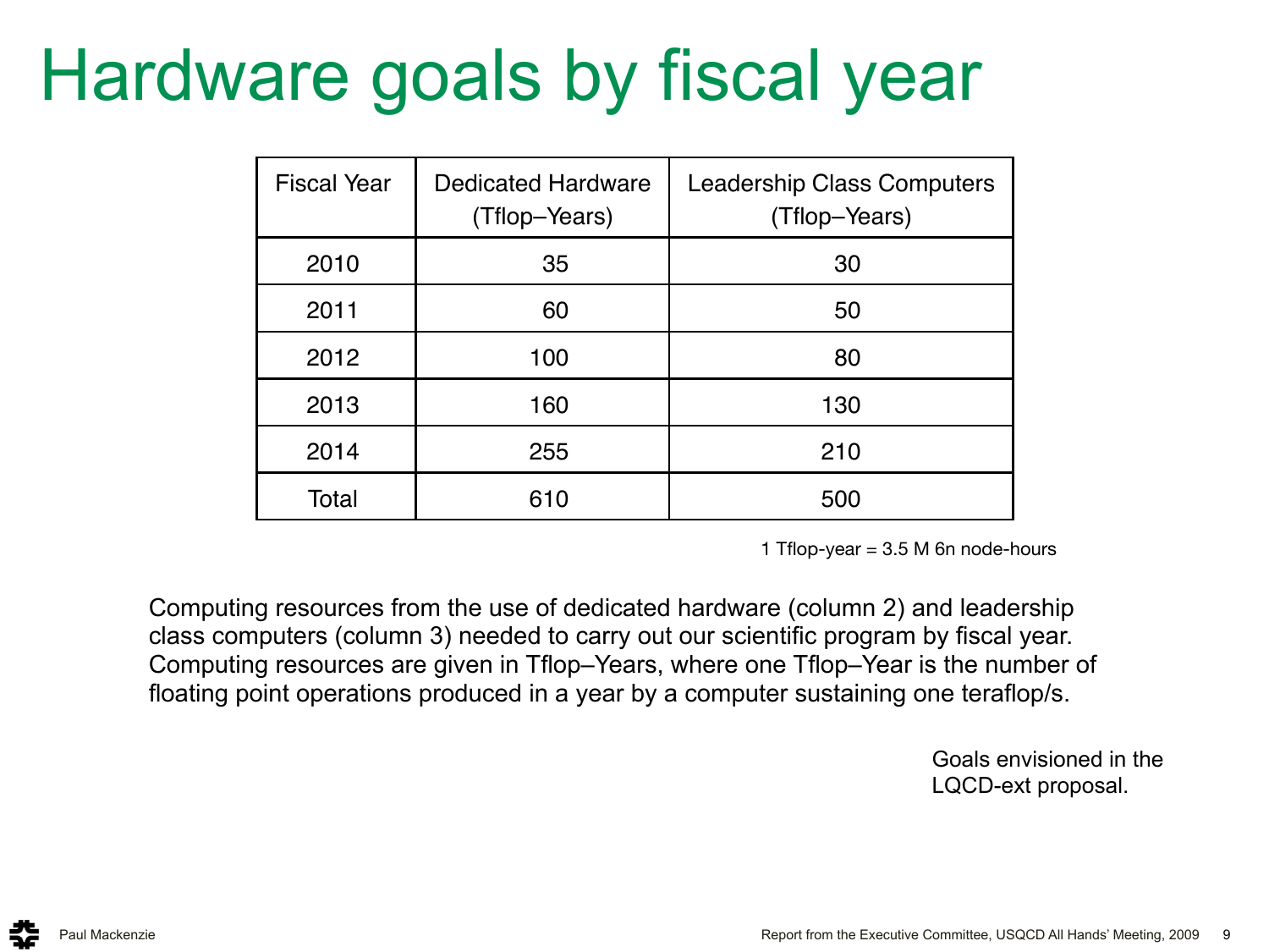# Hardware goals by fiscal year

| Fiscal Year | Dedicated Hardware (Tflop–Years) | Leadership Class Computers (Tflop–Years) |
|---|---|---|
| 2010 | 35 | 30 |
| 2011 | 60 | 50 |
| 2012 | 100 | 80 |
| 2013 | 160 | 130 |
| 2014 | 255 | 210 |
| Total | 610 | 500 |

1 Tflop-year = 3.5 M 6n node-hours

Computing resources from the use of dedicated hardware (column 2) and leadership class computers (column 3) needed to carry out our scientific program by fiscal year. Computing resources are given in Tflop–Years, where one Tflop–Year is the number of floating point operations produced in a year by a computer sustaining one teraflop/s.

Goals envisioned in the LQCD-ext proposal.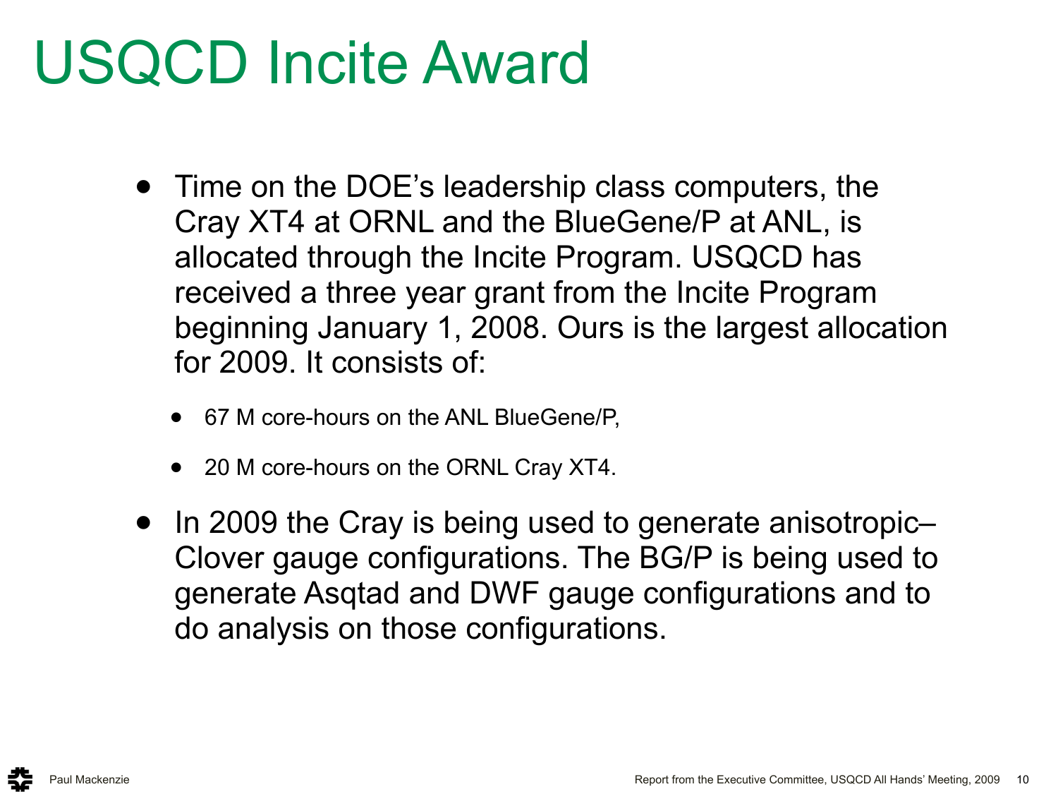# USQCD Incite Award

- Time on the DOE's leadership class computers, the Cray XT4 at ORNL and the BlueGene/P at ANL, is allocated through the Incite Program. USQCD has received a three year grant from the Incite Program beginning January 1, 2008. Ours is the largest allocation for 2009. It consists of:
  - 67 M core-hours on the ANL BlueGene/P,
  - 20 M core-hours on the ORNL Cray XT4.
- In 2009 the Cray is being used to generate anisotropic–Clover gauge configurations. The BG/P is being used to generate Asqtad and DWF gauge configurations and to do analysis on those configurations.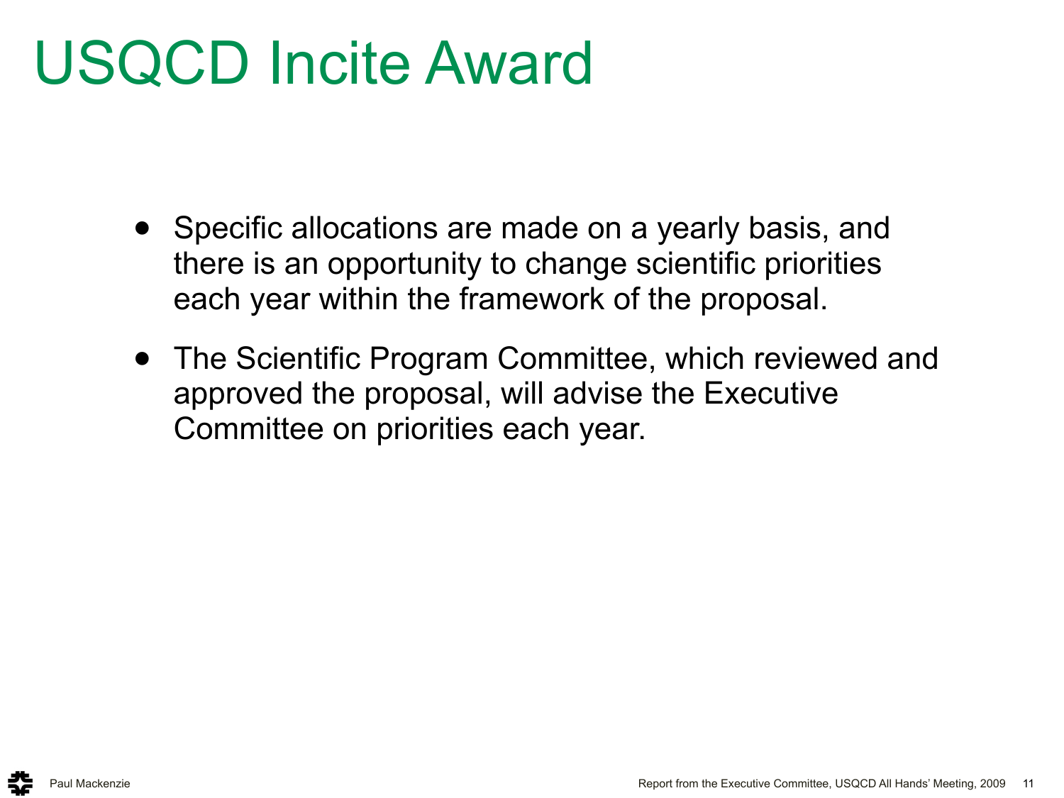# USQCD Incite Award

- Specific allocations are made on a yearly basis, and there is an opportunity to change scientific priorities each year within the framework of the proposal.
- The Scientific Program Committee, which reviewed and approved the proposal, will advise the Executive Committee on priorities each year.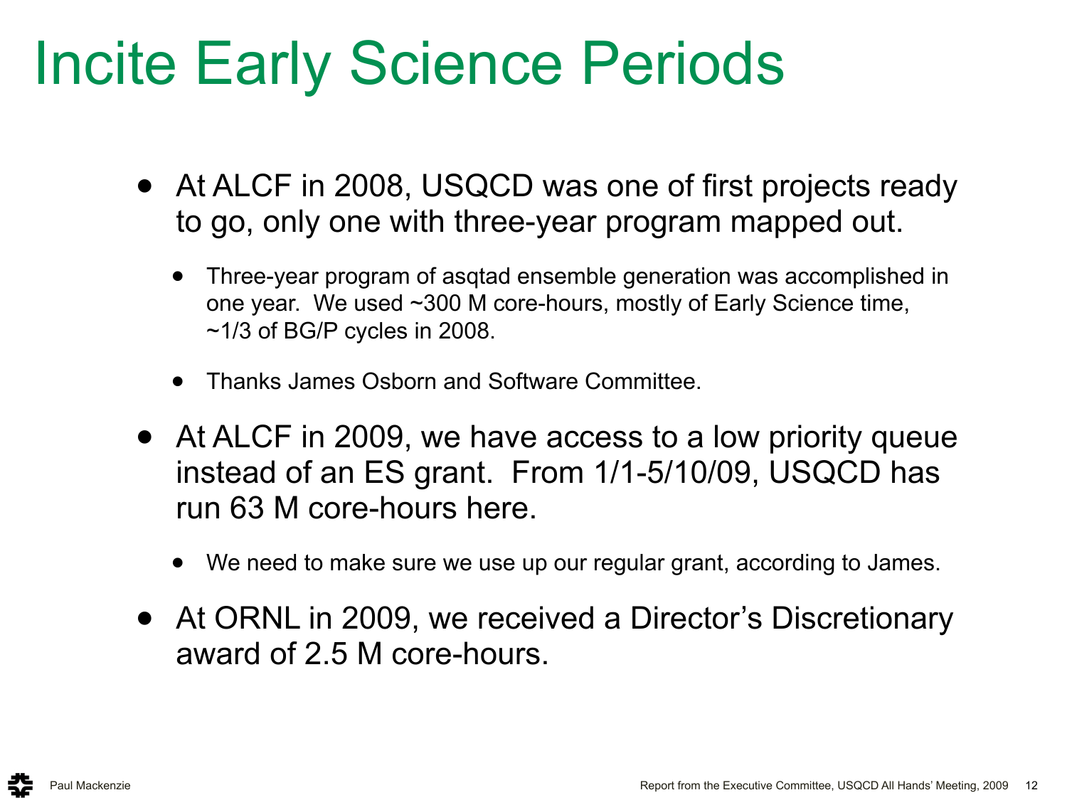# Incite Early Science Periods

- At ALCF in 2008, USQCD was one of first projects ready to go, only one with three-year program mapped out.
  - Three-year program of asqtad ensemble generation was accomplished in one year. We used ~300 M core-hours, mostly of Early Science time, ~1/3 of BG/P cycles in 2008.
  - Thanks James Osborn and Software Committee.
- At ALCF in 2009, we have access to a low priority queue instead of an ES grant. From 1/1-5/10/09, USQCD has run 63 M core-hours here.
  - We need to make sure we use up our regular grant, according to James.
- At ORNL in 2009, we received a Director's Discretionary award of 2.5 M core-hours.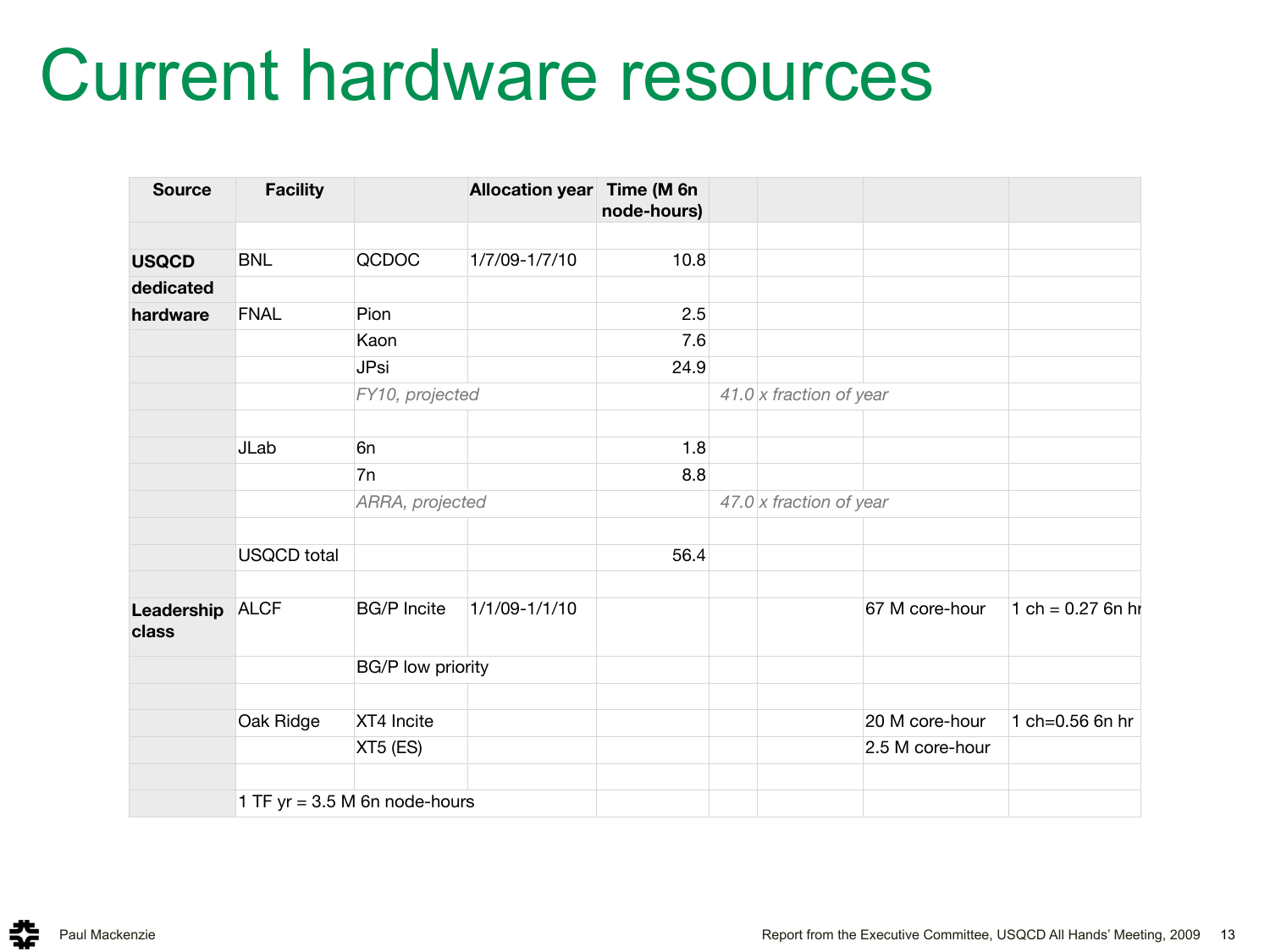# Current hardware resources

| Source | Facility | | Allocation year | Time (M 6n node-hours) | | | | |
|---|---|---|---|---|---|---|---|---|
| | | | | | | | | |
| **USQCD** | BNL | QCDOC | 1/7/09-1/7/10 | 10.8 | | | | |
| **dedicated** | | | | | | | | |
| **hardware** | FNAL | Pion | | 2.5 | | | | |
| | | Kaon | | 7.6 | | | | |
| | | JPsi | | 24.9 | | | | |
| | | *FY10, projected* | | | *41.0* | *x fraction of year* | | |
| | | | | | | | | |
| | JLab | 6n | | 1.8 | | | | |
| | | 7n | | 8.8 | | | | |
| | | *ARRA, projected* | | | *47.0* | *x fraction of year* | | |
| | | | | | | | | |
| | USQCD total | | | 56.4 | | | | |
| | | | | | | | | |
| **Leadership class** | ALCF | BG/P Incite | 1/1/09-1/1/10 | | | | 67 M core-hour | 1 ch = 0.27 6n hr |
| | | BG/P low priority | | | | | | |
| | | | | | | | | |
| | Oak Ridge | XT4 Incite | | | | | 20 M core-hour | 1 ch=0.56 6n hr |
| | | XT5 (ES) | | | | | 2.5 M core-hour | |
| | | | | | | | | |
| | 1 TF yr = 3.5 M 6n node-hours | | | | | | | |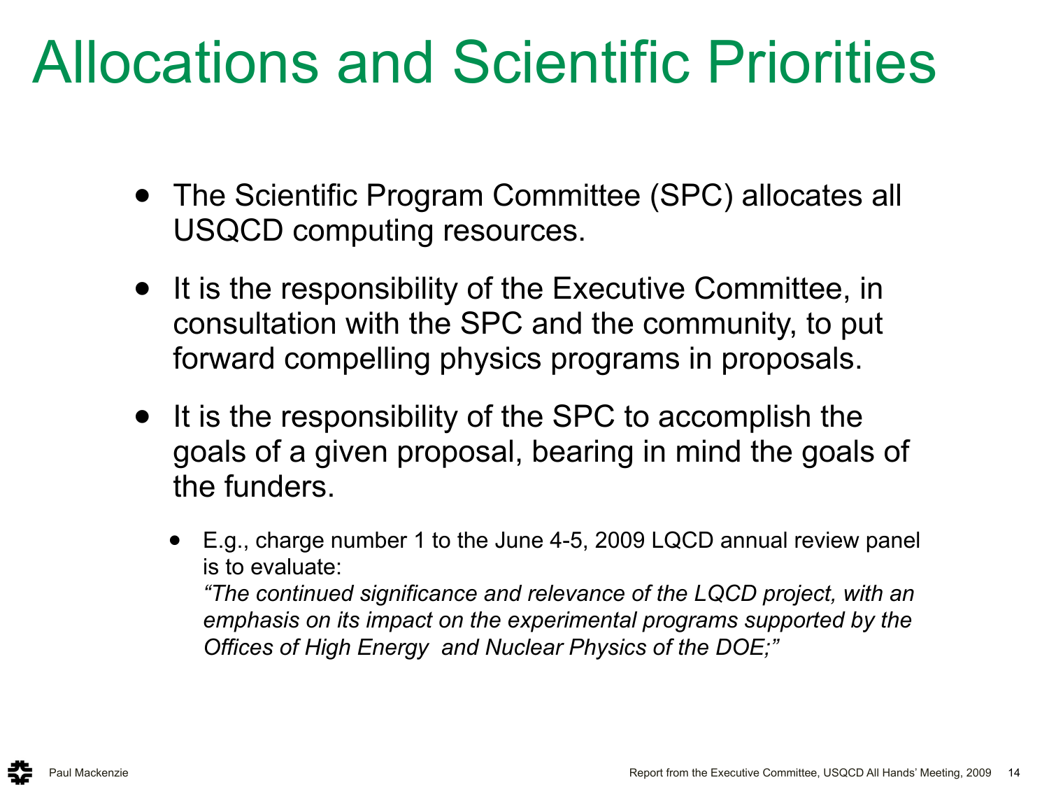# Allocations and Scientific Priorities

- The Scientific Program Committee (SPC) allocates all USQCD computing resources.
- It is the responsibility of the Executive Committee, in consultation with the SPC and the community, to put forward compelling physics programs in proposals.
- It is the responsibility of the SPC to accomplish the goals of a given proposal, bearing in mind the goals of the funders.
  - E.g., charge number 1 to the June 4-5, 2009 LQCD annual review panel is to evaluate:
    *"The continued significance and relevance of the LQCD project, with an emphasis on its impact on the experimental programs supported by the Offices of High Energy and Nuclear Physics of the DOE;"*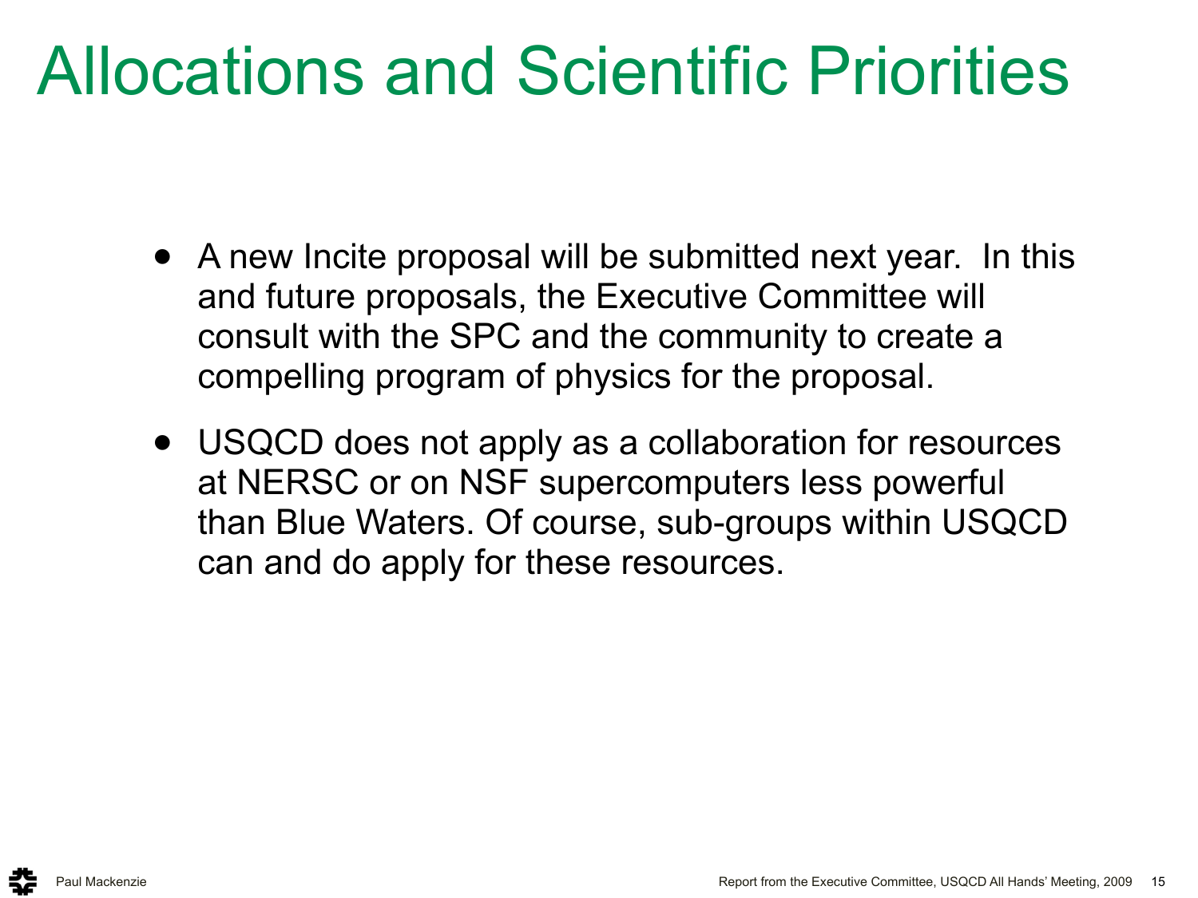# Allocations and Scientific Priorities

- A new Incite proposal will be submitted next year. In this and future proposals, the Executive Committee will consult with the SPC and the community to create a compelling program of physics for the proposal.
- USQCD does not apply as a collaboration for resources at NERSC or on NSF supercomputers less powerful than Blue Waters. Of course, sub-groups within USQCD can and do apply for these resources.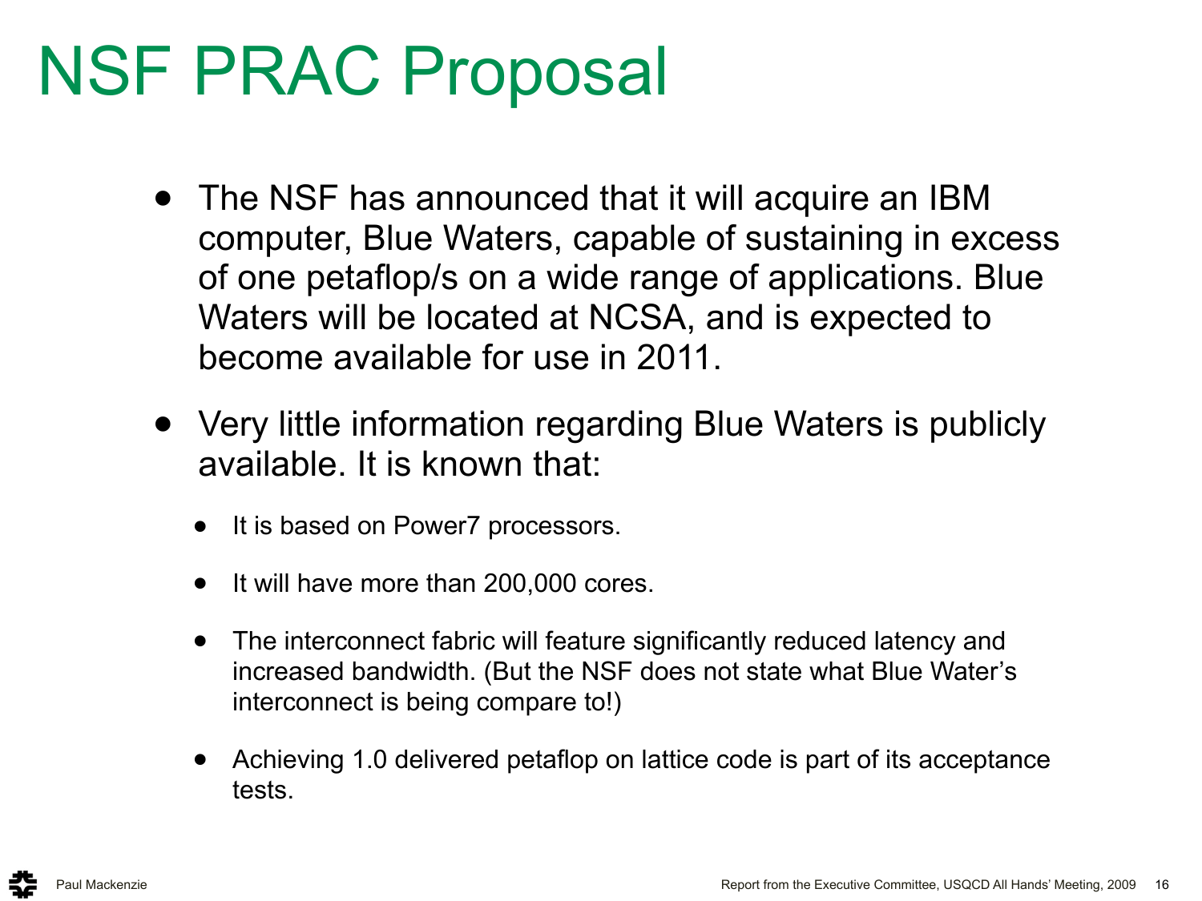# NSF PRAC Proposal

- The NSF has announced that it will acquire an IBM computer, Blue Waters, capable of sustaining in excess of one petaflop/s on a wide range of applications. Blue Waters will be located at NCSA, and is expected to become available for use in 2011.
- Very little information regarding Blue Waters is publicly available. It is known that:
  - It is based on Power7 processors.
  - It will have more than 200,000 cores.
  - The interconnect fabric will feature significantly reduced latency and increased bandwidth. (But the NSF does not state what Blue Water's interconnect is being compare to!)
  - Achieving 1.0 delivered petaflop on lattice code is part of its acceptance tests.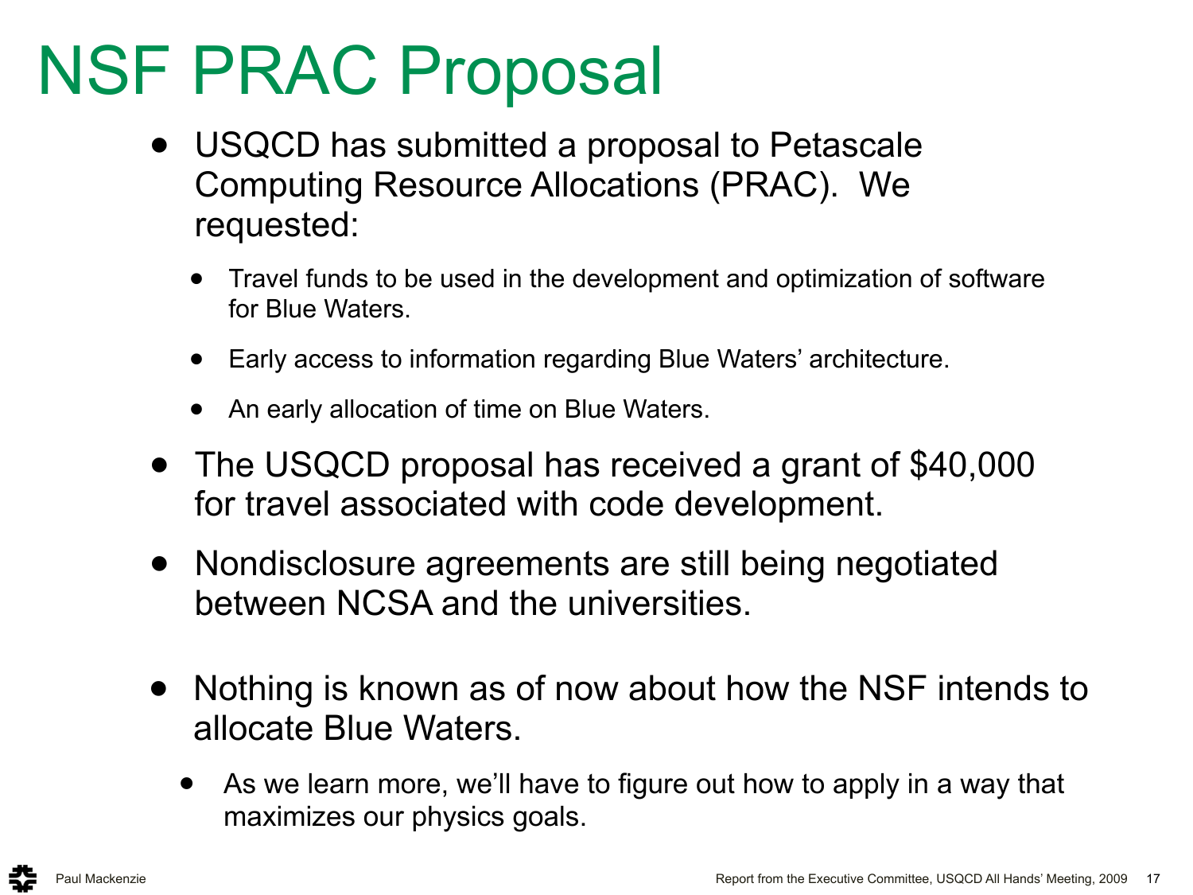# NSF PRAC Proposal

- USQCD has submitted a proposal to Petascale Computing Resource Allocations (PRAC). We requested:
  - Travel funds to be used in the development and optimization of software for Blue Waters.
  - Early access to information regarding Blue Waters' architecture.
  - An early allocation of time on Blue Waters.
- The USQCD proposal has received a grant of $40,000 for travel associated with code development.
- Nondisclosure agreements are still being negotiated between NCSA and the universities.
- Nothing is known as of now about how the NSF intends to allocate Blue Waters.
  - As we learn more, we'll have to figure out how to apply in a way that maximizes our physics goals.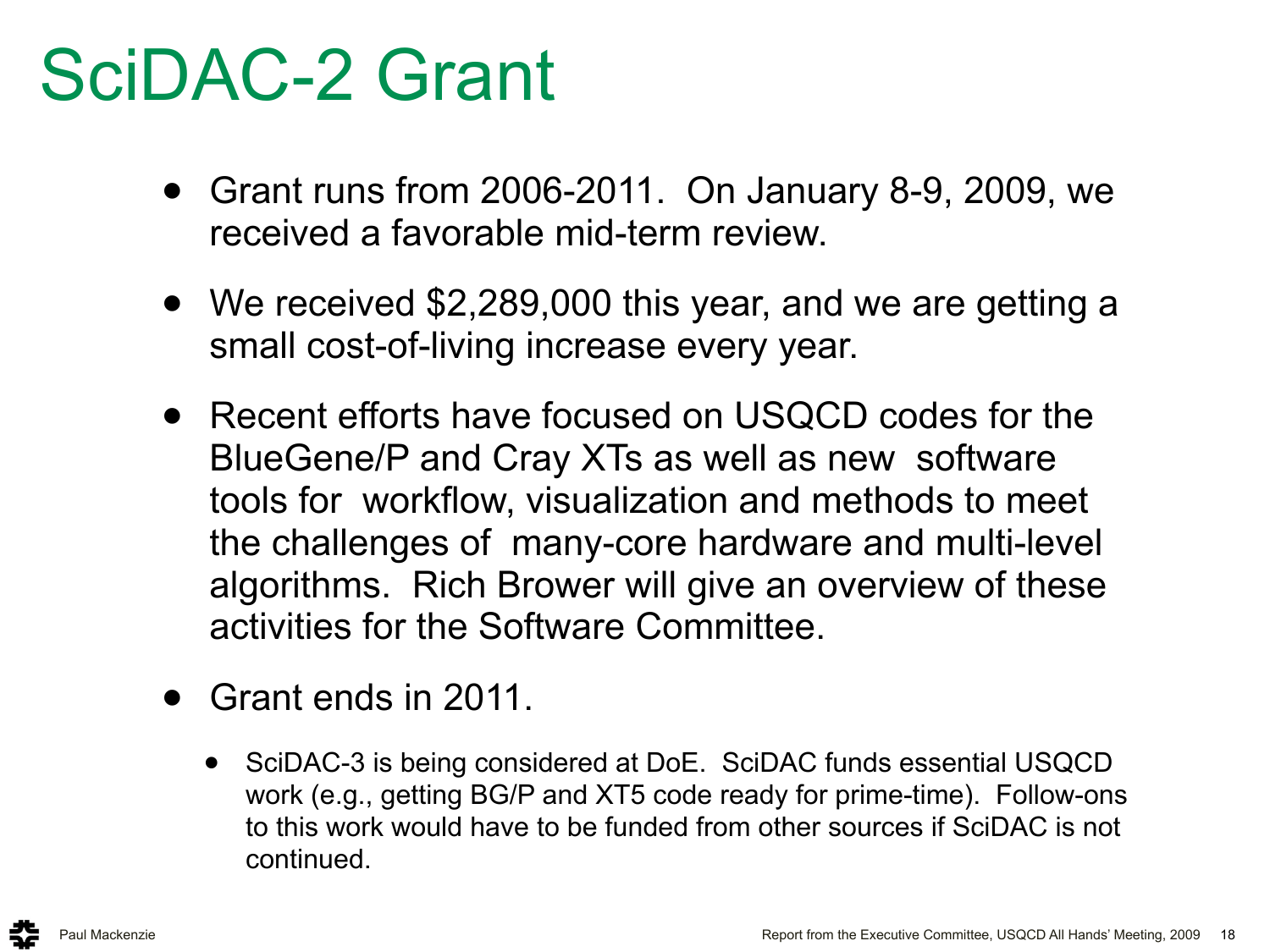# SciDAC-2 Grant

- Grant runs from 2006-2011. On January 8-9, 2009, we received a favorable mid-term review.
- We received $2,289,000 this year, and we are getting a small cost-of-living increase every year.
- Recent efforts have focused on USQCD codes for the BlueGene/P and Cray XTs as well as new software tools for workflow, visualization and methods to meet the challenges of many-core hardware and multi-level algorithms. Rich Brower will give an overview of these activities for the Software Committee.
- Grant ends in 2011.
  - SciDAC-3 is being considered at DoE. SciDAC funds essential USQCD work (e.g., getting BG/P and XT5 code ready for prime-time). Follow-ons to this work would have to be funded from other sources if SciDAC is not continued.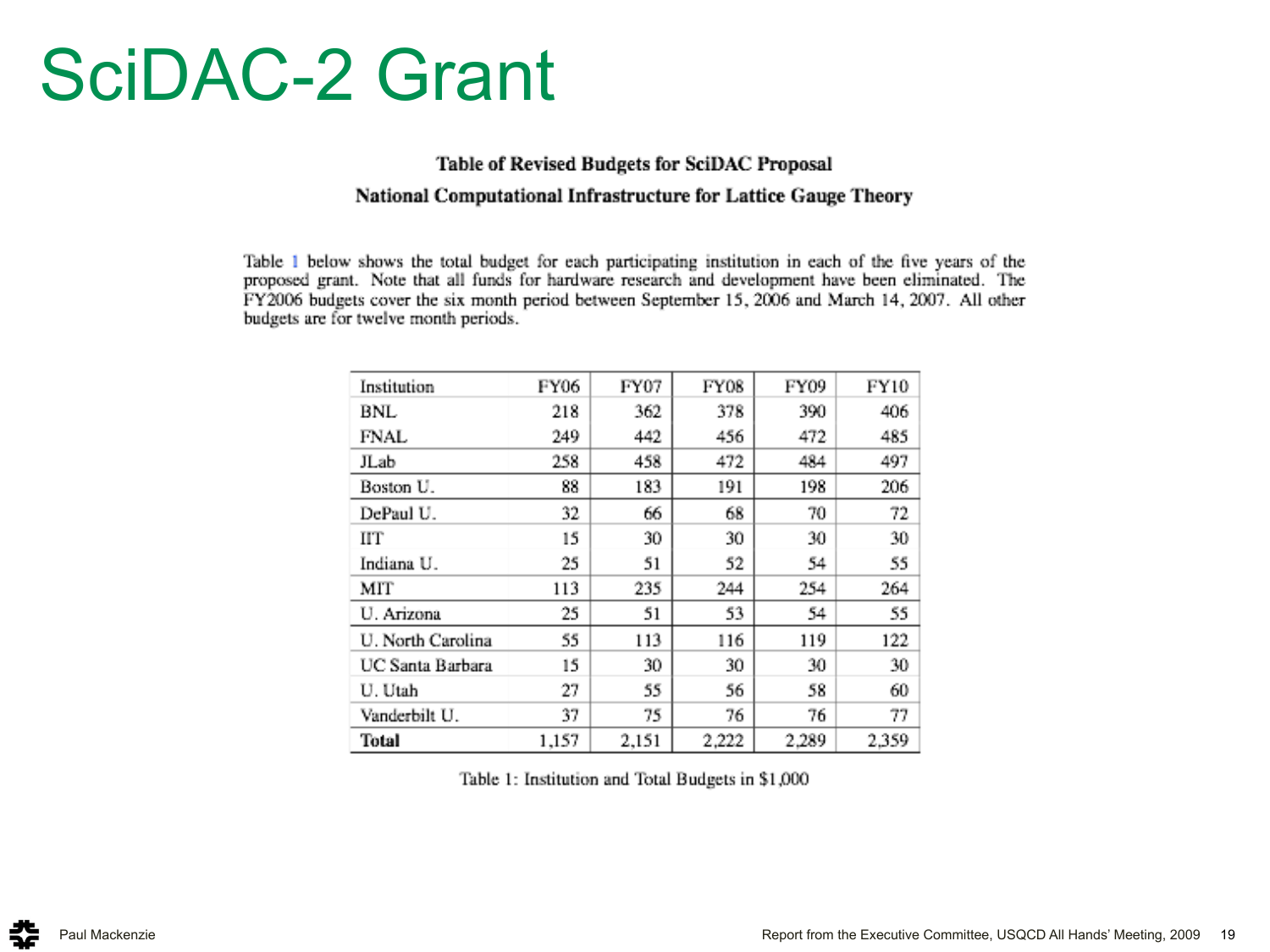# SciDAC-2 Grant

**Table of Revised Budgets for SciDAC Proposal**

**National Computational Infrastructure for Lattice Gauge Theory**

Table 1 below shows the total budget for each participating institution in each of the five years of the proposed grant. Note that all funds for hardware research and development have been eliminated. The FY2006 budgets cover the six month period between September 15, 2006 and March 14, 2007. All other budgets are for twelve month periods.

| Institution | FY06 | FY07 | FY08 | FY09 | FY10 |
|---|---|---|---|---|---|
| BNL | 218 | 362 | 378 | 390 | 406 |
| FNAL | 249 | 442 | 456 | 472 | 485 |
| JLab | 258 | 458 | 472 | 484 | 497 |
| Boston U. | 88 | 183 | 191 | 198 | 206 |
| DePaul U. | 32 | 66 | 68 | 70 | 72 |
| IIT | 15 | 30 | 30 | 30 | 30 |
| Indiana U. | 25 | 51 | 52 | 54 | 55 |
| MIT | 113 | 235 | 244 | 254 | 264 |
| U. Arizona | 25 | 51 | 53 | 54 | 55 |
| U. North Carolina | 55 | 113 | 116 | 119 | 122 |
| UC Santa Barbara | 15 | 30 | 30 | 30 | 30 |
| U. Utah | 27 | 55 | 56 | 58 | 60 |
| Vanderbilt U. | 37 | 75 | 76 | 76 | 77 |
| **Total** | 1,157 | 2,151 | 2,222 | 2,289 | 2,359 |

Table 1: Institution and Total Budgets in $1,000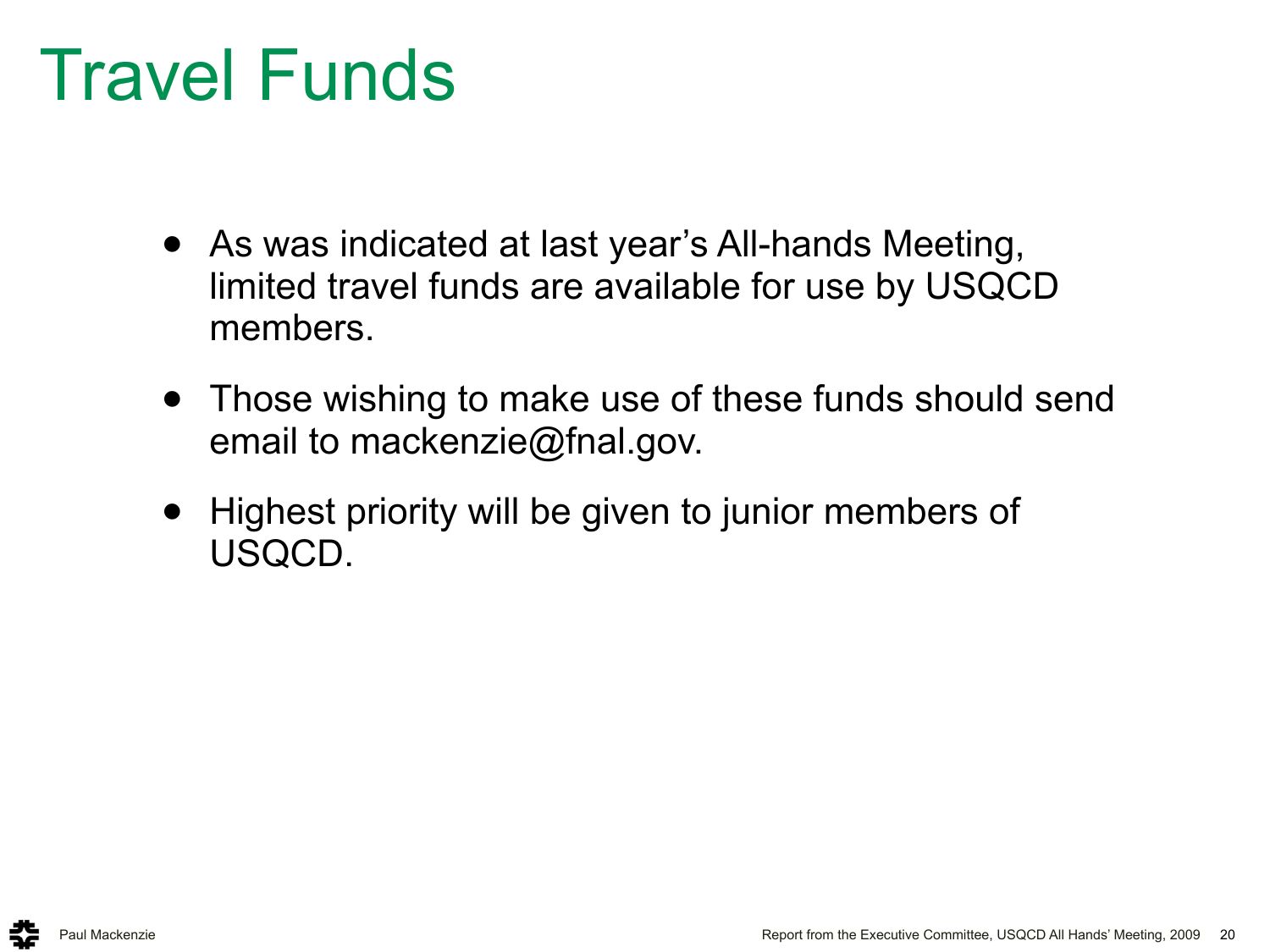# Travel Funds

- As was indicated at last year's All-hands Meeting, limited travel funds are available for use by USQCD members.
- Those wishing to make use of these funds should send email to mackenzie@fnal.gov.
- Highest priority will be given to junior members of USQCD.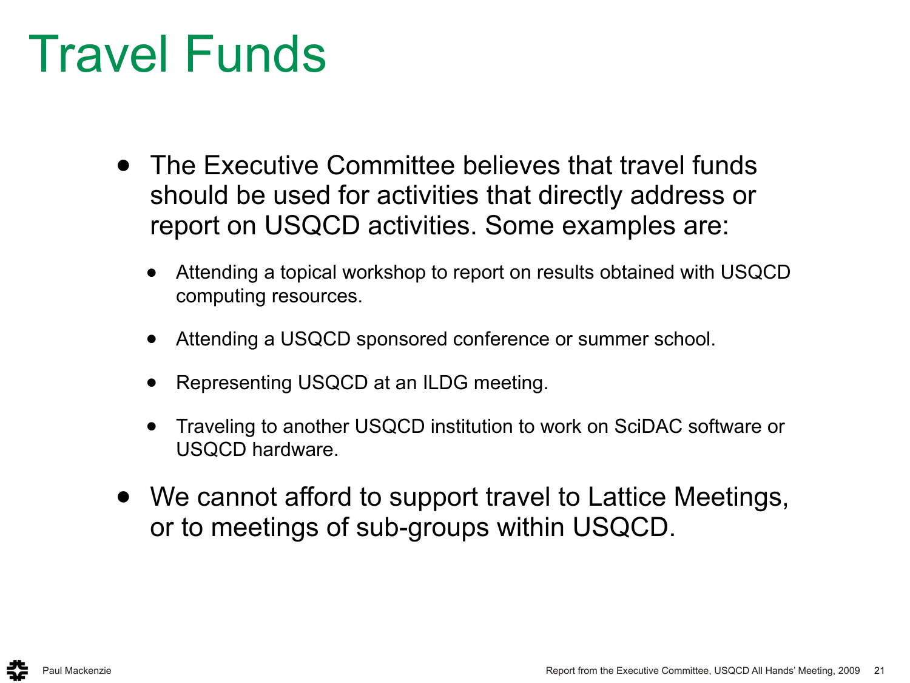# Travel Funds

- The Executive Committee believes that travel funds should be used for activities that directly address or report on USQCD activities. Some examples are:
  - Attending a topical workshop to report on results obtained with USQCD computing resources.
  - Attending a USQCD sponsored conference or summer school.
  - Representing USQCD at an ILDG meeting.
  - Traveling to another USQCD institution to work on SciDAC software or USQCD hardware.
- We cannot afford to support travel to Lattice Meetings, or to meetings of sub-groups within USQCD.